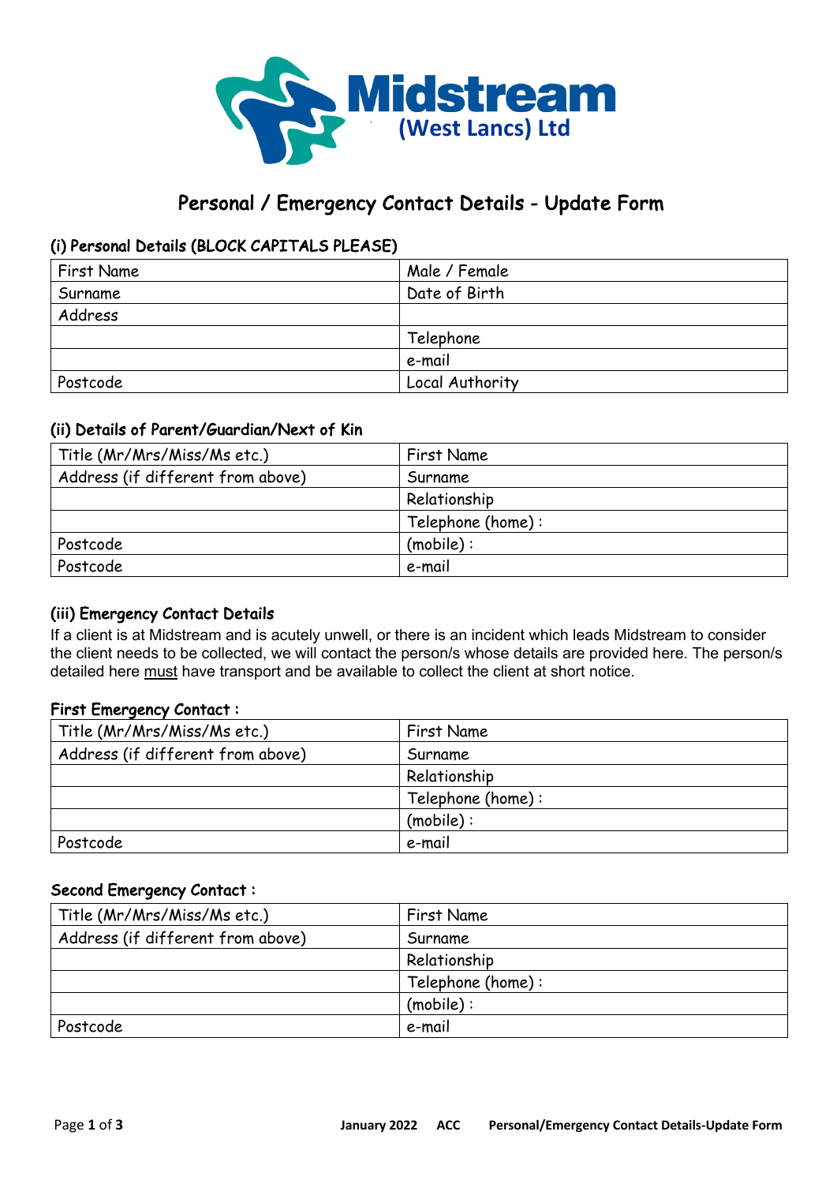# Midstream (West Lancs) Ltd

## Personal / Emergency Contact Details - Update Form

### (i) Personal Details (BLOCK CAPITALS PLEASE)

| First Name | Male / Female |
|---|---|
| Surname | Date of Birth |
| Address | |
| | Telephone |
| | e-mail |
| Postcode | Local Authority |

### (ii) Details of Parent/Guardian/Next of Kin

| Title (Mr/Mrs/Miss/Ms etc.) | First Name |
|---|---|
| Address (if different from above) | Surname |
| | Relationship |
| | Telephone (home) : |
| Postcode | (mobile) : |
| Postcode | e-mail |

### (iii) Emergency Contact Details

If a client is at Midstream and is acutely unwell, or there is an incident which leads Midstream to consider the client needs to be collected, we will contact the person/s whose details are provided here. The person/s detailed here must have transport and be available to collect the client at short notice.

#### First Emergency Contact :

| Title (Mr/Mrs/Miss/Ms etc.) | First Name |
|---|---|
| Address (if different from above) | Surname |
| | Relationship |
| | Telephone (home) : |
| | (mobile) : |
| Postcode | e-mail |

#### Second Emergency Contact :

| Title (Mr/Mrs/Miss/Ms etc.) | First Name |
|---|---|
| Address (if different from above) | Surname |
| | Relationship |
| | Telephone (home) : |
| | (mobile) : |
| Postcode | e-mail |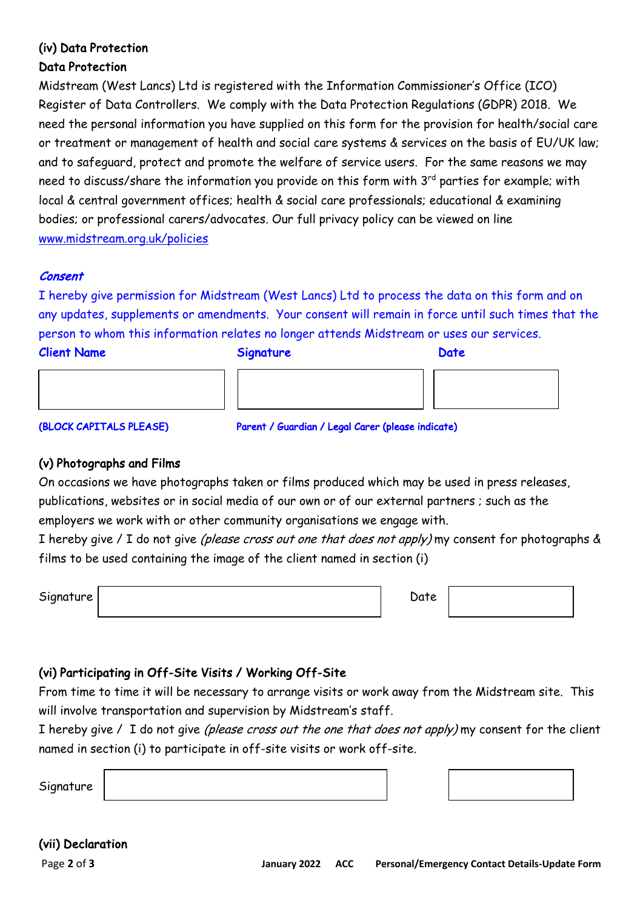### (iv) Data Protection

**Data Protection**

Midstream (West Lancs) Ltd is registered with the Information Commissioner's Office (ICO) Register of Data Controllers. We comply with the Data Protection Regulations (GDPR) 2018. We need the personal information you have supplied on this form for the provision for health/social care or treatment or management of health and social care systems & services on the basis of EU/UK law; and to safeguard, protect and promote the welfare of service users. For the same reasons we may need to discuss/share the information you provide on this form with 3rd parties for example; with local & central government offices; health & social care professionals; educational & examining bodies; or professional carers/advocates. Our full privacy policy can be viewed on line www.midstream.org.uk/policies

***Consent***

I hereby give permission for Midstream (West Lancs) Ltd to process the data on this form and on any updates, supplements or amendments. Your consent will remain in force until such times that the person to whom this information relates no longer attends Midstream or uses our services.

| Client Name | Signature | Date |
|---|---|---|
| | | |
| **(BLOCK CAPITALS PLEASE)** | **Parent / Guardian / Legal Carer (please indicate)** | |

### (v) Photographs and Films

On occasions we have photographs taken or films produced which may be used in press releases, publications, websites or in social media of our own or of our external partners ; such as the employers we work with or other community organisations we engage with.

I hereby give / I do not give *(please cross out one that does not apply)* my consent for photographs & films to be used containing the image of the client named in section (i)

Signature ______________________ Date __________

### (vi) Participating in Off-Site Visits / Working Off-Site

From time to time it will be necessary to arrange visits or work away from the Midstream site. This will involve transportation and supervision by Midstream's staff.

I hereby give / I do not give *(please cross out the one that does not apply)* my consent for the client named in section (i) to participate in off-site visits or work off-site.

Signature ______________________ __________

### (vii) Declaration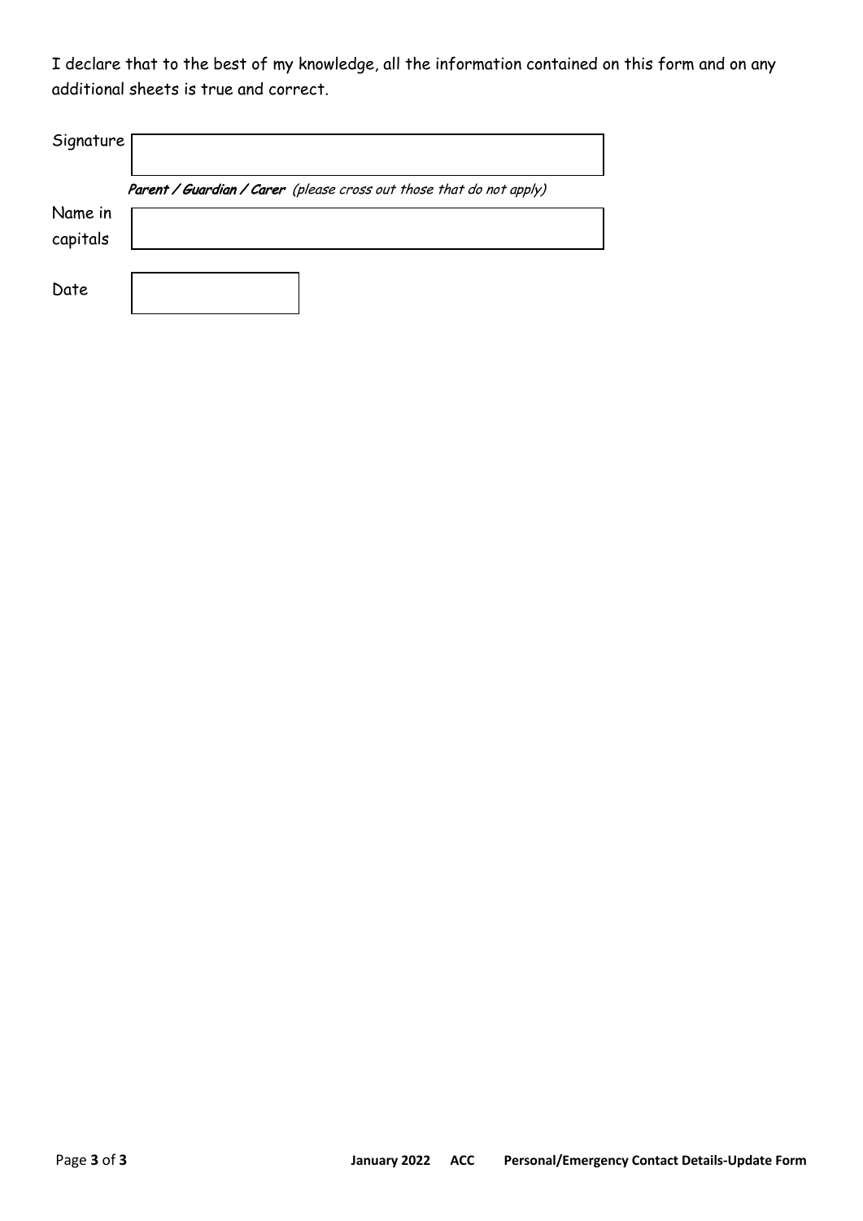I declare that to the best of my knowledge, all the information contained on this form and on any additional sheets is true and correct.

Signature

***Parent / Guardian / Carer*** *(please cross out those that do not apply)*

Name in capitals

Date